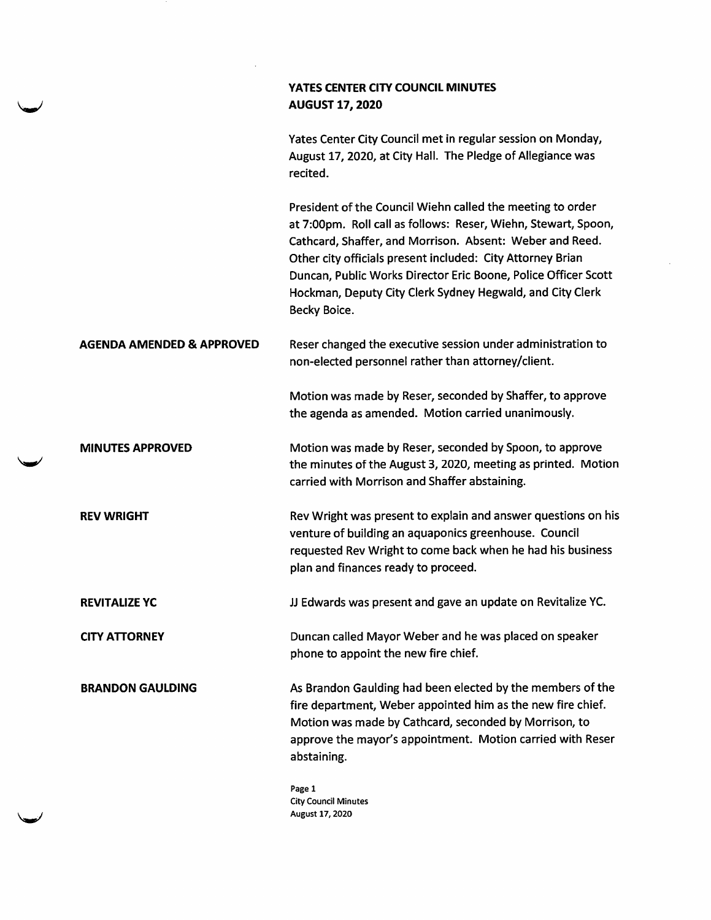# YATES CENTER CITY COUNCIL MINUTES
## AUGUST 17, 2020

Yates Center City Council met in regular session on Monday, August 17, 2020, at City Hall. The Pledge of Allegiance was recited.

President of the Council Wiehn called the meeting to order at 7:00pm. Roll call as follows: Reser, Wiehn, Stewart, Spoon, Cathcard, Shaffer, and Morrison. Absent: Weber and Reed. Other city officials present included: City Attorney Brian Duncan, Public Works Director Eric Boone, Police Officer Scott Hockman, Deputy City Clerk Sydney Hegwald, and City Clerk Becky Boice.

**AGENDA AMENDED & APPROVED**

Reser changed the executive session under administration to non-elected personnel rather than attorney/client.

Motion was made by Reser, seconded by Shaffer, to approve the agenda as amended. Motion carried unanimously.

**MINUTES APPROVED**

Motion was made by Reser, seconded by Spoon, to approve the minutes of the August 3, 2020, meeting as printed. Motion carried with Morrison and Shaffer abstaining.

**REV WRIGHT**

Rev Wright was present to explain and answer questions on his venture of building an aquaponics greenhouse. Council requested Rev Wright to come back when he had his business plan and finances ready to proceed.

**REVITALIZE YC**

JJ Edwards was present and gave an update on Revitalize YC.

**CITY ATTORNEY**

Duncan called Mayor Weber and he was placed on speaker phone to appoint the new fire chief.

**BRANDON GAULDING**

As Brandon Gaulding had been elected by the members of the fire department, Weber appointed him as the new fire chief. Motion was made by Cathcard, seconded by Morrison, to approve the mayor's appointment. Motion carried with Reser abstaining.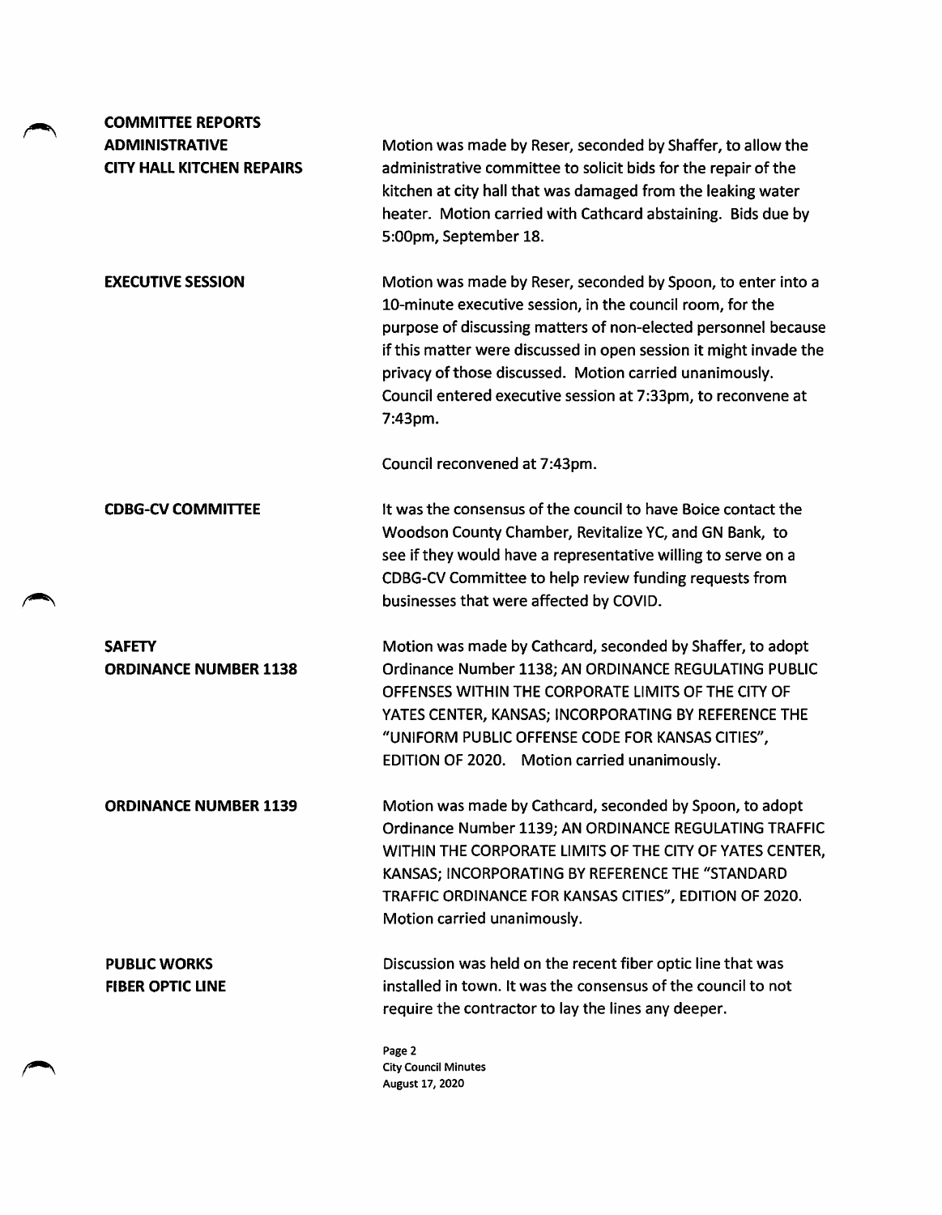**COMMITTEE REPORTS**

**ADMINISTRATIVE**

**CITY HALL KITCHEN REPAIRS**

Motion was made by Reser, seconded by Shaffer, to allow the administrative committee to solicit bids for the repair of the kitchen at city hall that was damaged from the leaking water heater. Motion carried with Cathcard abstaining. Bids due by 5:00pm, September 18.

**EXECUTIVE SESSION**

Motion was made by Reser, seconded by Spoon, to enter into a 10-minute executive session, in the council room, for the purpose of discussing matters of non-elected personnel because if this matter were discussed in open session it might invade the privacy of those discussed. Motion carried unanimously. Council entered executive session at 7:33pm, to reconvene at 7:43pm.

Council reconvened at 7:43pm.

**CDBG-CV COMMITTEE**

It was the consensus of the council to have Boice contact the Woodson County Chamber, Revitalize YC, and GN Bank, to see if they would have a representative willing to serve on a CDBG-CV Committee to help review funding requests from businesses that were affected by COVID.

**SAFETY**

**ORDINANCE NUMBER 1138**

Motion was made by Cathcard, seconded by Shaffer, to adopt Ordinance Number 1138; AN ORDINANCE REGULATING PUBLIC OFFENSES WITHIN THE CORPORATE LIMITS OF THE CITY OF YATES CENTER, KANSAS; INCORPORATING BY REFERENCE THE "UNIFORM PUBLIC OFFENSE CODE FOR KANSAS CITIES", EDITION OF 2020. Motion carried unanimously.

**ORDINANCE NUMBER 1139**

Motion was made by Cathcard, seconded by Spoon, to adopt Ordinance Number 1139; AN ORDINANCE REGULATING TRAFFIC WITHIN THE CORPORATE LIMITS OF THE CITY OF YATES CENTER, KANSAS; INCORPORATING BY REFERENCE THE "STANDARD TRAFFIC ORDINANCE FOR KANSAS CITIES", EDITION OF 2020. Motion carried unanimously.

**PUBLIC WORKS**

**FIBER OPTIC LINE**

Discussion was held on the recent fiber optic line that was installed in town. It was the consensus of the council to not require the contractor to lay the lines any deeper.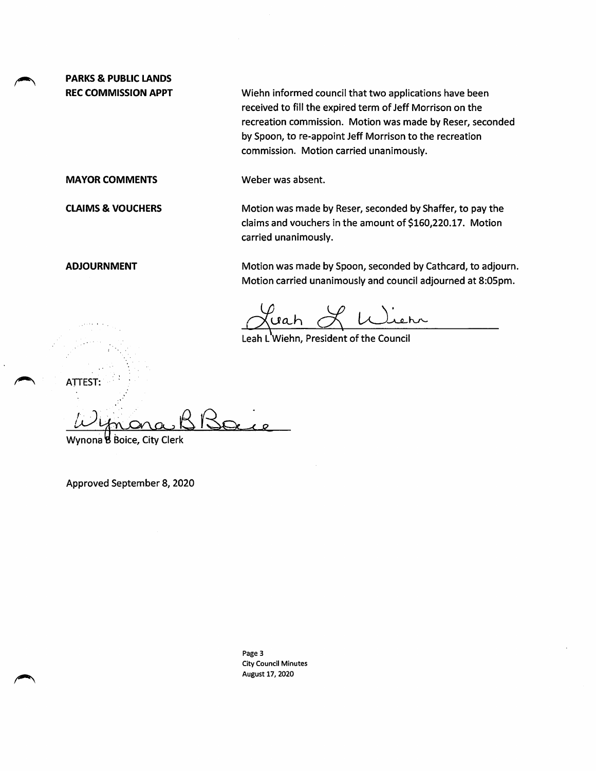**PARKS & PUBLIC LANDS**
**REC COMMISSION APPT**

Wiehn informed council that two applications have been received to fill the expired term of Jeff Morrison on the recreation commission. Motion was made by Reser, seconded by Spoon, to re-appoint Jeff Morrison to the recreation commission. Motion carried unanimously.

**MAYOR COMMENTS**

Weber was absent.

**CLAIMS & VOUCHERS**

Motion was made by Reser, seconded by Shaffer, to pay the claims and vouchers in the amount of $160,220.17. Motion carried unanimously.

**ADJOURNMENT**

Motion was made by Spoon, seconded by Cathcard, to adjourn. Motion carried unanimously and council adjourned at 8:05pm.

Leah L Wiehn

Leah L Wiehn, President of the Council

ATTEST:

Wynona B Boice

Wynona B Boice, City Clerk

Approved September 8, 2020